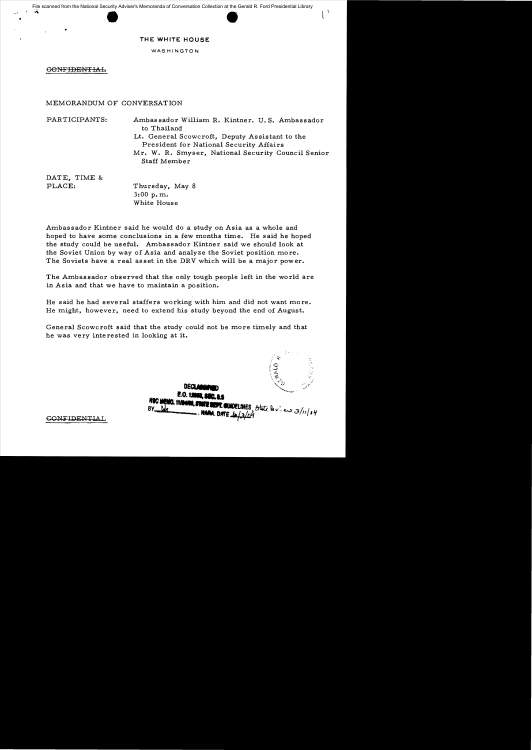File scanned from the National Security Adviser's Memoranda of Conversation Collection at the Gerald R. Ford Presidential Library

# THE WHITE HOUSE

WASHINGTON

~~CONFIDENTIAL~~

## MEMORANDUM OF CONVERSATION

PARTICIPANTS:
- Ambassador William R. Kintner. U.S. Ambassador to Thailand
- Lt. General Scowcroft, Deputy Assistant to the President for National Security Affairs
- Mr. W. R. Smyser, National Security Council Senior Staff Member

DATE, TIME & PLACE:
Thursday, May 8
3:00 p.m.
White House

Ambassador Kintner said he would do a study on Asia as a whole and hoped to have some conclusions in a few months time. He said he hoped the study could be useful. Ambassador Kintner said we should look at the Soviet Union by way of Asia and analyze the Soviet position more. The Soviets have a real asset in the DRV which will be a major power.

The Ambassador observed that the only tough people left in the world are in Asia and that we have to maintain a position.

He said he had several staffers working with him and did not want more. He might, however, need to extend his study beyond the end of August.

General Scowcroft said that the study could not be more timely and that he was very interested in looking at it.

DECLASSIFIED
E.O. 12958, SEC. 3.5
NSC MEMO, 11/24/98, STATE DEPT. GUIDELINES, State Review 3/11/04
BY ___, NARA, DATE 6/3/04

~~CONFIDENTIAL~~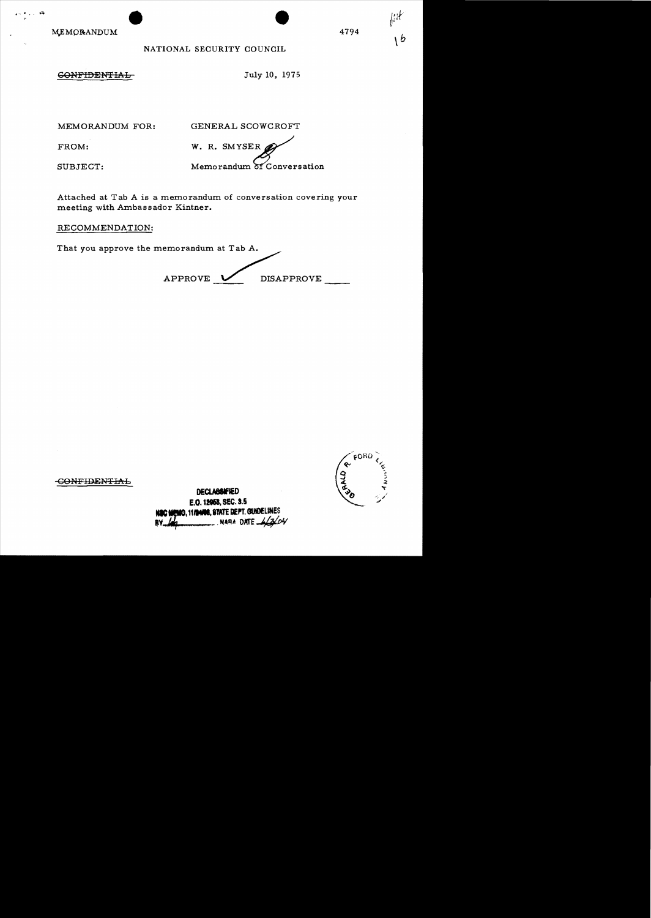MEMORANDUM

4794

NATIONAL SECURITY COUNCIL

~~CONFIDENTIAL~~

July 10, 1975

MEMORANDUM FOR: GENERAL SCOWCROFT

FROM: W. R. SMYSER

SUBJECT: Memorandum of Conversation

Attached at Tab A is a memorandum of conversation covering your meeting with Ambassador Kintner.

RECOMMENDATION:

That you approve the memorandum at Tab A.

APPROVE ✓ DISAPPROVE ____

~~CONFIDENTIAL~~

DECLASSIFIED
E.O. 12958, SEC. 3.5
NSC MEMO, 11/24/98, STATE DEPT. GUIDELINES
BY ___ NARA DATE 4/3/04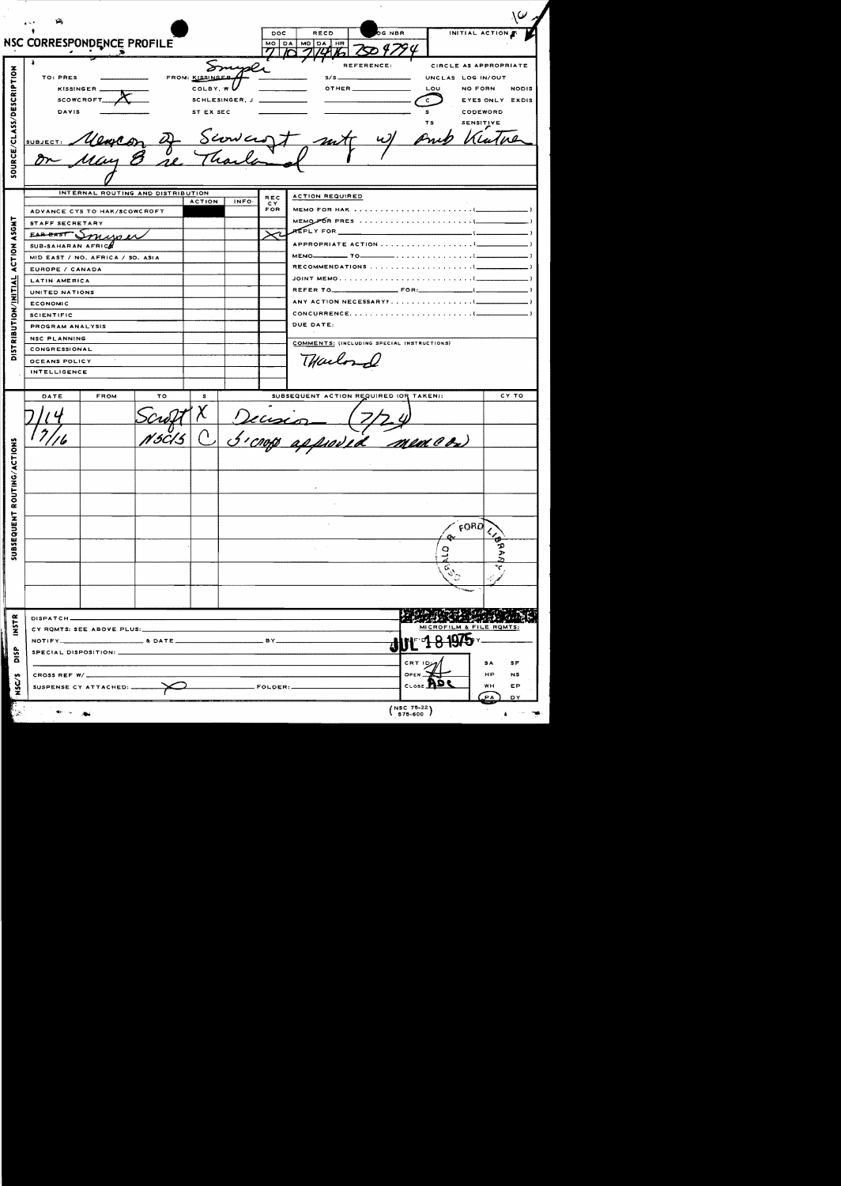# NSC CORRESPONDENCE PROFILE

| DOC MO | DOC DA | RECD MO | RECD DA | RECD HR | LOG NBR | INITIAL ACTION |
|---|---|---|---|---|---|---|
| 7 | 10 | 7 | 14 | 16 | 7504794 | |

## SOURCE/CLASS/DESCRIPTION

TO: PRES ____ KISSINGER ____ SCOWCROFT X ____ DAVIS ____

FROM: KISSINGER Smyser ____ COLBY, W ____ SCHLESINGER, J ____ ST EX SEC ____

S/S ____ OTHER ____

REFERENCE:

CIRCLE AS APPROPRIATE: UNCLAS LOG IN/OUT, LOU, NO FORN, NODIS, (C), EYES ONLY, EXDIS, S, CODEWORD, TS, SENSITIVE

SUBJECT: Memcon of Scowcroft mtg w/ Amb Kintner on May 8 re Thailand

## DISTRIBUTION/INITIAL ACTION ASGMT

| INTERNAL ROUTING AND DISTRIBUTION | ACTION | INFO | REC CY FOR |
|---|---|---|---|
| ADVANCE CYS TO HAK/SCOWCROFT | | | |
| STAFF SECRETARY | | | |
| FAR EAST Smyser | | | X |
| SUB-SAHARAN AFRICA | | | |
| MID EAST / NO. AFRICA / SO. ASIA | | | |
| EUROPE / CANADA | | | |
| LATIN AMERICA | | | |
| UNITED NATIONS | | | |
| ECONOMIC | | | |
| SCIENTIFIC | | | |
| PROGRAM ANALYSIS | | | |
| NSC PLANNING | | | |
| CONGRESSIONAL | | | |
| OCEANS POLICY | | | |
| INTELLIGENCE | | | |

ACTION REQUIRED

- MEMO FOR HAK
- MEMO FOR PRES
- REPLY FOR
- APPROPRIATE ACTION
- MEMO ____ TO ____
- RECOMMENDATIONS
- JOINT MEMO
- REFER TO ____ FOR: ____
- ANY ACTION NECESSARY?
- CONCURRENCE

DUE DATE:

COMMENTS: (INCLUDING SPECIAL INSTRUCTIONS)

Thailand

## SUBSEQUENT ROUTING/ACTIONS

| DATE | FROM | TO | S | SUBSEQUENT ACTION REQUIRED (OR TAKEN): | CY TO |
|---|---|---|---|---|---|
| 7/14 | | Scroft | X | Decision (7/24) | |
| 7/16 | | NSC/S | C | S'croft approved memcon | |

## INSTR / DISP / NSC/S

DISPATCH ____

CY RQMTS: SEE ABOVE PLUS: ____

MICROFILM & FILE RQMTS:

NOTIFY ____ & DATE ____ BY ____

JUL 18 1975

SPECIAL DISPOSITION: ____

CRT ID ____

CROSS REF W/ ____

OPEN ____

SUSPENSE CY ATTACHED: ____ FOLDER: ____

CLOSE RDC

SA SF HP NS WH EP (PA) DY

(NSC 75-22) 875-600